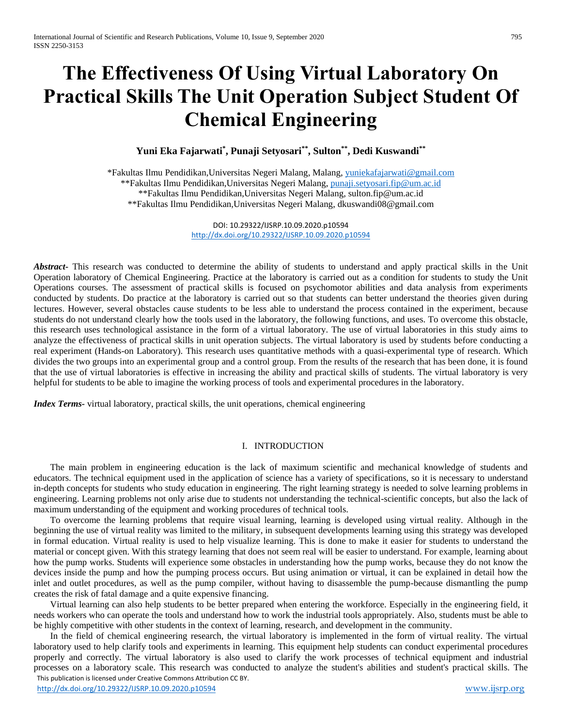# The Effectiveness Of Using Virtual Laboratory On Practical Skills The Unit Operation Subject Student Of Chemical Engineering

**Yuni Eka Fajarwati[*], Punaji Setyosari[**], Sulton[**], Dedi Kuswandi[**]**

*Fakultas Ilmu Pendidikan,Universitas Negeri Malang, Malang, yuniekafajarwati@gmail.com
**Fakultas Ilmu Pendidikan,Universitas Negeri Malang, punaji.setyosari.fip@um.ac.id
**Fakultas Ilmu Pendidikan,Universitas Negeri Malang, sulton.fip@um.ac.id
**Fakultas Ilmu Pendidikan,Universitas Negeri Malang, dkuswandi08@gmail.com

DOI: 10.29322/IJSRP.10.09.2020.p10594
http://dx.doi.org/10.29322/IJSRP.10.09.2020.p10594

***Abstract*-** This research was conducted to determine the ability of students to understand and apply practical skills in the Unit Operation laboratory of Chemical Engineering. Practice at the laboratory is carried out as a condition for students to study the Unit Operations courses. The assessment of practical skills is focused on psychomotor abilities and data analysis from experiments conducted by students. Do practice at the laboratory is carried out so that students can better understand the theories given during lectures. However, several obstacles cause students to be less able to understand the process contained in the experiment, because students do not understand clearly how the tools used in the laboratory, the following functions, and uses. To overcome this obstacle, this research uses technological assistance in the form of a virtual laboratory. The use of virtual laboratories in this study aims to analyze the effectiveness of practical skills in unit operation subjects. The virtual laboratory is used by students before conducting a real experiment (Hands-on Laboratory). This research uses quantitative methods with a quasi-experimental type of research. Which divides the two groups into an experimental group and a control group. From the results of the research that has been done, it is found that the use of virtual laboratories is effective in increasing the ability and practical skills of students. The virtual laboratory is very helpful for students to be able to imagine the working process of tools and experimental procedures in the laboratory.

***Index Terms*-** virtual laboratory, practical skills, the unit operations, chemical engineering

## I. INTRODUCTION

The main problem in engineering education is the lack of maximum scientific and mechanical knowledge of students and educators. The technical equipment used in the application of science has a variety of specifications, so it is necessary to understand in-depth concepts for students who study education in engineering. The right learning strategy is needed to solve learning problems in engineering. Learning problems not only arise due to students not understanding the technical-scientific concepts, but also the lack of maximum understanding of the equipment and working procedures of technical tools.

To overcome the learning problems that require visual learning, learning is developed using virtual reality. Although in the beginning the use of virtual reality was limited to the military, in subsequent developments learning using this strategy was developed in formal education. Virtual reality is used to help visualize learning. This is done to make it easier for students to understand the material or concept given. With this strategy learning that does not seem real will be easier to understand. For example, learning about how the pump works. Students will experience some obstacles in understanding how the pump works, because they do not know the devices inside the pump and how the pumping process occurs. But using animation or virtual, it can be explained in detail how the inlet and outlet procedures, as well as the pump compiler, without having to disassemble the pump-because dismantling the pump creates the risk of fatal damage and a quite expensive financing.

Virtual learning can also help students to be better prepared when entering the workforce. Especially in the engineering field, it needs workers who can operate the tools and understand how to work the industrial tools appropriately. Also, students must be able to be highly competitive with other students in the context of learning, research, and development in the community.

In the field of chemical engineering research, the virtual laboratory is implemented in the form of virtual reality. The virtual laboratory used to help clarify tools and experiments in learning. This equipment help students can conduct experimental procedures properly and correctly. The virtual laboratory is also used to clarify the work processes of technical equipment and industrial processes on a laboratory scale. This research was conducted to analyze the student's abilities and student's practical skills. The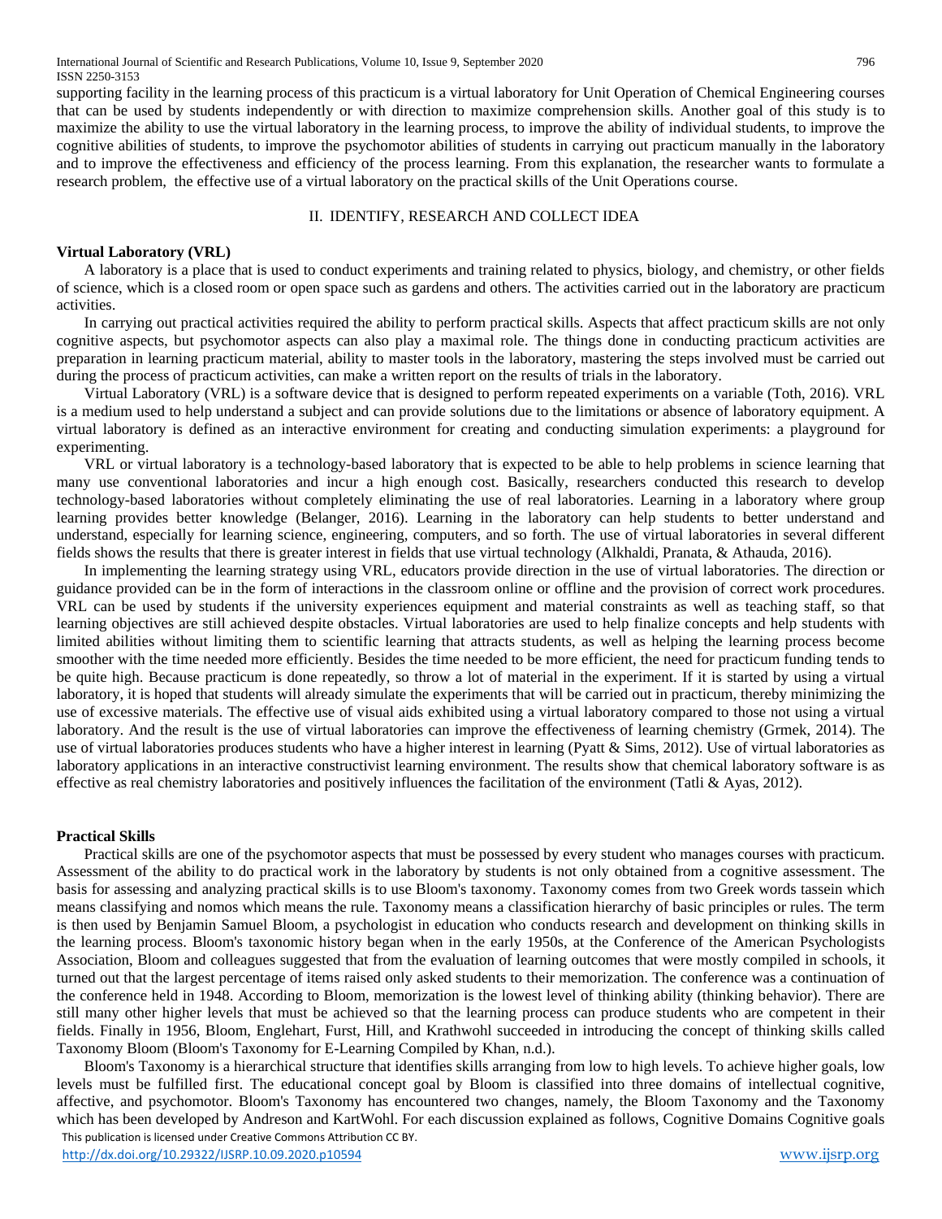supporting facility in the learning process of this practicum is a virtual laboratory for Unit Operation of Chemical Engineering courses that can be used by students independently or with direction to maximize comprehension skills. Another goal of this study is to maximize the ability to use the virtual laboratory in the learning process, to improve the ability of individual students, to improve the cognitive abilities of students, to improve the psychomotor abilities of students in carrying out practicum manually in the laboratory and to improve the effectiveness and efficiency of the process learning. From this explanation, the researcher wants to formulate a research problem, the effective use of a virtual laboratory on the practical skills of the Unit Operations course.

## II. IDENTIFY, RESEARCH AND COLLECT IDEA

### Virtual Laboratory (VRL)

A laboratory is a place that is used to conduct experiments and training related to physics, biology, and chemistry, or other fields of science, which is a closed room or open space such as gardens and others. The activities carried out in the laboratory are practicum activities.

In carrying out practical activities required the ability to perform practical skills. Aspects that affect practicum skills are not only cognitive aspects, but psychomotor aspects can also play a maximal role. The things done in conducting practicum activities are preparation in learning practicum material, ability to master tools in the laboratory, mastering the steps involved must be carried out during the process of practicum activities, can make a written report on the results of trials in the laboratory.

Virtual Laboratory (VRL) is a software device that is designed to perform repeated experiments on a variable (Toth, 2016). VRL is a medium used to help understand a subject and can provide solutions due to the limitations or absence of laboratory equipment. A virtual laboratory is defined as an interactive environment for creating and conducting simulation experiments: a playground for experimenting.

VRL or virtual laboratory is a technology-based laboratory that is expected to be able to help problems in science learning that many use conventional laboratories and incur a high enough cost. Basically, researchers conducted this research to develop technology-based laboratories without completely eliminating the use of real laboratories. Learning in a laboratory where group learning provides better knowledge (Belanger, 2016). Learning in the laboratory can help students to better understand and understand, especially for learning science, engineering, computers, and so forth. The use of virtual laboratories in several different fields shows the results that there is greater interest in fields that use virtual technology (Alkhaldi, Pranata, & Athauda, 2016).

In implementing the learning strategy using VRL, educators provide direction in the use of virtual laboratories. The direction or guidance provided can be in the form of interactions in the classroom online or offline and the provision of correct work procedures. VRL can be used by students if the university experiences equipment and material constraints as well as teaching staff, so that learning objectives are still achieved despite obstacles. Virtual laboratories are used to help finalize concepts and help students with limited abilities without limiting them to scientific learning that attracts students, as well as helping the learning process become smoother with the time needed more efficiently. Besides the time needed to be more efficient, the need for practicum funding tends to be quite high. Because practicum is done repeatedly, so throw a lot of material in the experiment. If it is started by using a virtual laboratory, it is hoped that students will already simulate the experiments that will be carried out in practicum, thereby minimizing the use of excessive materials. The effective use of visual aids exhibited using a virtual laboratory compared to those not using a virtual laboratory. And the result is the use of virtual laboratories can improve the effectiveness of learning chemistry (Grmek, 2014). The use of virtual laboratories produces students who have a higher interest in learning (Pyatt & Sims, 2012). Use of virtual laboratories as laboratory applications in an interactive constructivist learning environment. The results show that chemical laboratory software is as effective as real chemistry laboratories and positively influences the facilitation of the environment (Tatli & Ayas, 2012).

### Practical Skills

Practical skills are one of the psychomotor aspects that must be possessed by every student who manages courses with practicum. Assessment of the ability to do practical work in the laboratory by students is not only obtained from a cognitive assessment. The basis for assessing and analyzing practical skills is to use Bloom's taxonomy. Taxonomy comes from two Greek words tassein which means classifying and nomos which means the rule. Taxonomy means a classification hierarchy of basic principles or rules. The term is then used by Benjamin Samuel Bloom, a psychologist in education who conducts research and development on thinking skills in the learning process. Bloom's taxonomic history began when in the early 1950s, at the Conference of the American Psychologists Association, Bloom and colleagues suggested that from the evaluation of learning outcomes that were mostly compiled in schools, it turned out that the largest percentage of items raised only asked students to their memorization. The conference was a continuation of the conference held in 1948. According to Bloom, memorization is the lowest level of thinking ability (thinking behavior). There are still many other higher levels that must be achieved so that the learning process can produce students who are competent in their fields. Finally in 1956, Bloom, Englehart, Furst, Hill, and Krathwohl succeeded in introducing the concept of thinking skills called Taxonomy Bloom (Bloom's Taxonomy for E-Learning Compiled by Khan, n.d.).

Bloom's Taxonomy is a hierarchical structure that identifies skills arranging from low to high levels. To achieve higher goals, low levels must be fulfilled first. The educational concept goal by Bloom is classified into three domains of intellectual cognitive, affective, and psychomotor. Bloom's Taxonomy has encountered two changes, namely, the Bloom Taxonomy and the Taxonomy which has been developed by Andreson and KartWohl. For each discussion explained as follows, Cognitive Domains Cognitive goals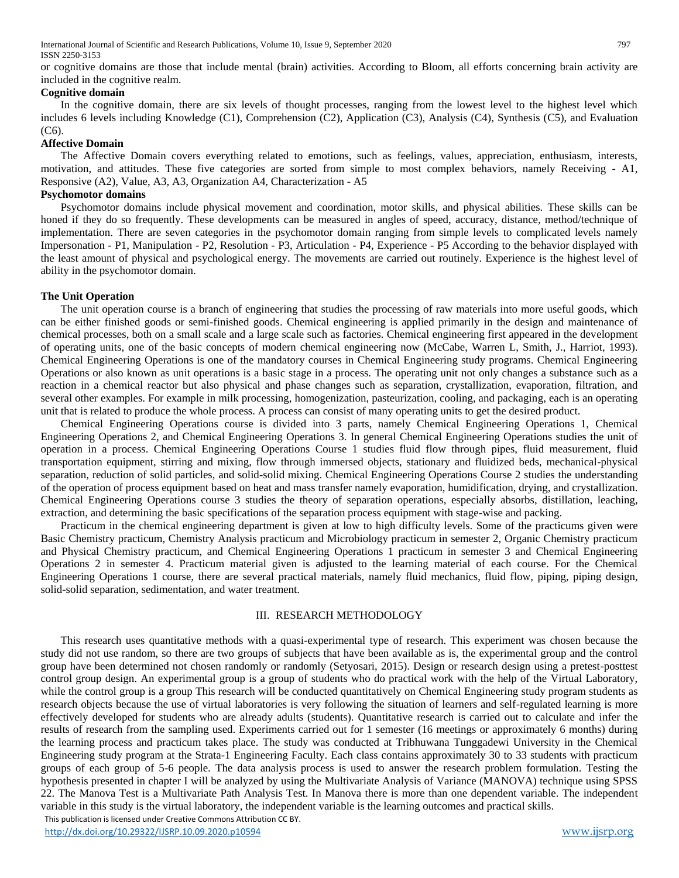or cognitive domains are those that include mental (brain) activities. According to Bloom, all efforts concerning brain activity are included in the cognitive realm.

**Cognitive domain**

In the cognitive domain, there are six levels of thought processes, ranging from the lowest level to the highest level which includes 6 levels including Knowledge (C1), Comprehension (C2), Application (C3), Analysis (C4), Synthesis (C5), and Evaluation (C6).

**Affective Domain**

The Affective Domain covers everything related to emotions, such as feelings, values, appreciation, enthusiasm, interests, motivation, and attitudes. These five categories are sorted from simple to most complex behaviors, namely Receiving - A1, Responsive (A2), Value, A3, A3, Organization A4, Characterization - A5

**Psychomotor domains**

Psychomotor domains include physical movement and coordination, motor skills, and physical abilities. These skills can be honed if they do so frequently. These developments can be measured in angles of speed, accuracy, distance, method/technique of implementation. There are seven categories in the psychomotor domain ranging from simple levels to complicated levels namely Impersonation - P1, Manipulation - P2, Resolution - P3, Articulation - P4, Experience - P5 According to the behavior displayed with the least amount of physical and psychological energy. The movements are carried out routinely. Experience is the highest level of ability in the psychomotor domain.

**The Unit Operation**

The unit operation course is a branch of engineering that studies the processing of raw materials into more useful goods, which can be either finished goods or semi-finished goods. Chemical engineering is applied primarily in the design and maintenance of chemical processes, both on a small scale and a large scale such as factories. Chemical engineering first appeared in the development of operating units, one of the basic concepts of modern chemical engineering now (McCabe, Warren L, Smith, J., Harriot, 1993). Chemical Engineering Operations is one of the mandatory courses in Chemical Engineering study programs. Chemical Engineering Operations or also known as unit operations is a basic stage in a process. The operating unit not only changes a substance such as a reaction in a chemical reactor but also physical and phase changes such as separation, crystallization, evaporation, filtration, and several other examples. For example in milk processing, homogenization, pasteurization, cooling, and packaging, each is an operating unit that is related to produce the whole process. A process can consist of many operating units to get the desired product.

Chemical Engineering Operations course is divided into 3 parts, namely Chemical Engineering Operations 1, Chemical Engineering Operations 2, and Chemical Engineering Operations 3. In general Chemical Engineering Operations studies the unit of operation in a process. Chemical Engineering Operations Course 1 studies fluid flow through pipes, fluid measurement, fluid transportation equipment, stirring and mixing, flow through immersed objects, stationary and fluidized beds, mechanical-physical separation, reduction of solid particles, and solid-solid mixing. Chemical Engineering Operations Course 2 studies the understanding of the operation of process equipment based on heat and mass transfer namely evaporation, humidification, drying, and crystallization. Chemical Engineering Operations course 3 studies the theory of separation operations, especially absorbs, distillation, leaching, extraction, and determining the basic specifications of the separation process equipment with stage-wise and packing.

Practicum in the chemical engineering department is given at low to high difficulty levels. Some of the practicums given were Basic Chemistry practicum, Chemistry Analysis practicum and Microbiology practicum in semester 2, Organic Chemistry practicum and Physical Chemistry practicum, and Chemical Engineering Operations 1 practicum in semester 3 and Chemical Engineering Operations 2 in semester 4. Practicum material given is adjusted to the learning material of each course. For the Chemical Engineering Operations 1 course, there are several practical materials, namely fluid mechanics, fluid flow, piping, piping design, solid-solid separation, sedimentation, and water treatment.

## III. RESEARCH METHODOLOGY

This research uses quantitative methods with a quasi-experimental type of research. This experiment was chosen because the study did not use random, so there are two groups of subjects that have been available as is, the experimental group and the control group have been determined not chosen randomly or randomly (Setyosari, 2015). Design or research design using a pretest-posttest control group design. An experimental group is a group of students who do practical work with the help of the Virtual Laboratory, while the control group is a group This research will be conducted quantitatively on Chemical Engineering study program students as research objects because the use of virtual laboratories is very following the situation of learners and self-regulated learning is more effectively developed for students who are already adults (students). Quantitative research is carried out to calculate and infer the results of research from the sampling used. Experiments carried out for 1 semester (16 meetings or approximately 6 months) during the learning process and practicum takes place. The study was conducted at Tribhuwana Tunggadewi University in the Chemical Engineering study program at the Strata-1 Engineering Faculty. Each class contains approximately 30 to 33 students with practicum groups of each group of 5-6 people. The data analysis process is used to answer the research problem formulation. Testing the hypothesis presented in chapter I will be analyzed by using the Multivariate Analysis of Variance (MANOVA) technique using SPSS 22. The Manova Test is a Multivariate Path Analysis Test. In Manova there is more than one dependent variable. The independent variable in this study is the virtual laboratory, the independent variable is the learning outcomes and practical skills.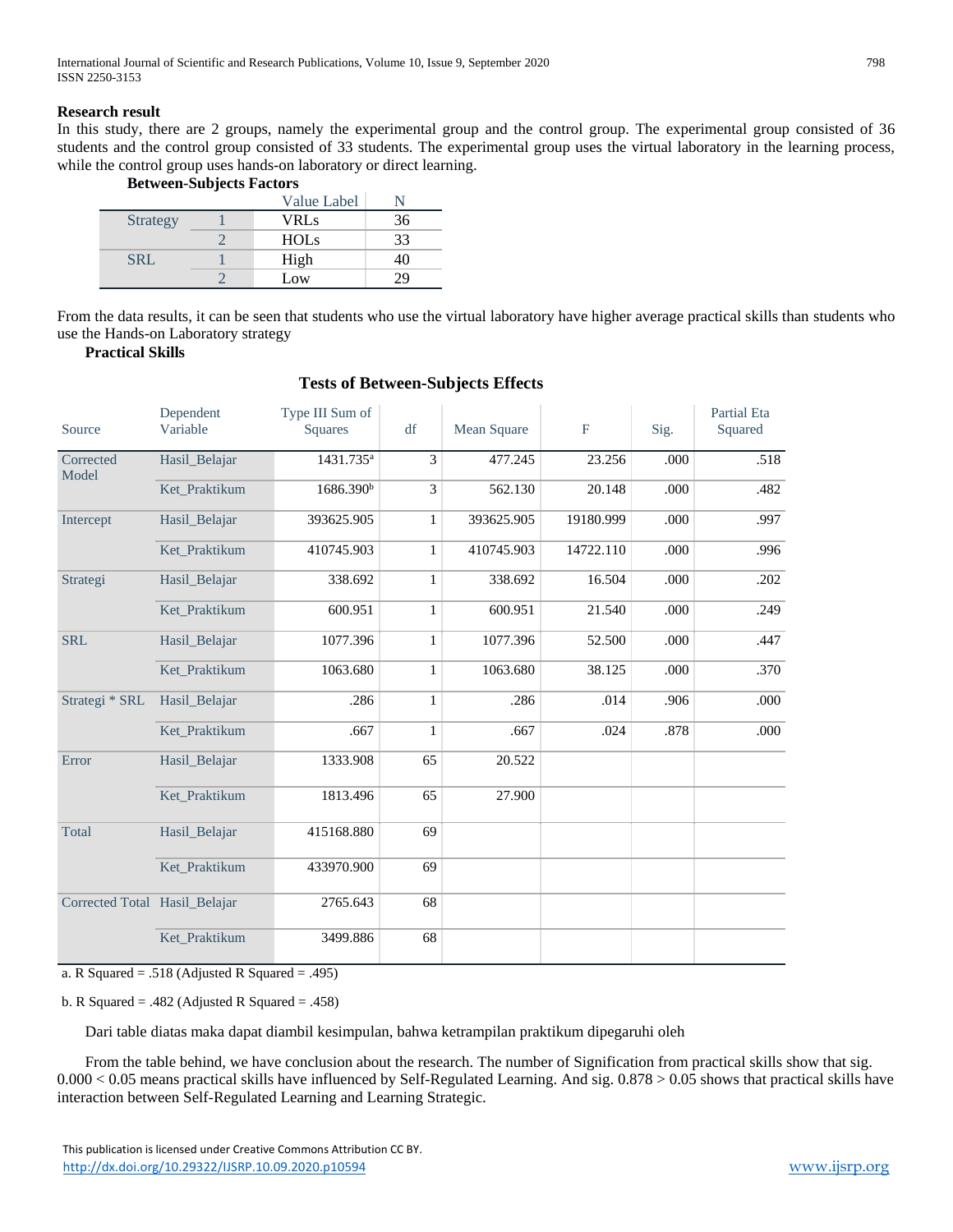**Research result**

In this study, there are 2 groups, namely the experimental group and the control group. The experimental group consisted of 36 students and the control group consisted of 33 students. The experimental group uses the virtual laboratory in the learning process, while the control group uses hands-on laboratory or direct learning.

**Between-Subjects Factors**

| | | Value Label | N |
|---|---|---|---|
| Strategy | 1 | VRLs | 36 |
| | 2 | HOLs | 33 |
| SRL | 1 | High | 40 |
| | 2 | Low | 29 |

From the data results, it can be seen that students who use the virtual laboratory have higher average practical skills than students who use the Hands-on Laboratory strategy

**Practical Skills**

**Tests of Between-Subjects Effects**

| Source | Dependent Variable | Type III Sum of Squares | df | Mean Square | F | Sig. | Partial Eta Squared |
|---|---|---|---|---|---|---|---|
| Corrected Model | Hasil_Belajar | 1431.735[a] | 3 | 477.245 | 23.256 | .000 | .518 |
| | Ket_Praktikum | 1686.390[b] | 3 | 562.130 | 20.148 | .000 | .482 |
| Intercept | Hasil_Belajar | 393625.905 | 1 | 393625.905 | 19180.999 | .000 | .997 |
| | Ket_Praktikum | 410745.903 | 1 | 410745.903 | 14722.110 | .000 | .996 |
| Strategi | Hasil_Belajar | 338.692 | 1 | 338.692 | 16.504 | .000 | .202 |
| | Ket_Praktikum | 600.951 | 1 | 600.951 | 21.540 | .000 | .249 |
| SRL | Hasil_Belajar | 1077.396 | 1 | 1077.396 | 52.500 | .000 | .447 |
| | Ket_Praktikum | 1063.680 | 1 | 1063.680 | 38.125 | .000 | .370 |
| Strategi * SRL | Hasil_Belajar | .286 | 1 | .286 | .014 | .906 | .000 |
| | Ket_Praktikum | .667 | 1 | .667 | .024 | .878 | .000 |
| Error | Hasil_Belajar | 1333.908 | 65 | 20.522 | | | |
| | Ket_Praktikum | 1813.496 | 65 | 27.900 | | | |
| Total | Hasil_Belajar | 415168.880 | 69 | | | | |
| | Ket_Praktikum | 433970.900 | 69 | | | | |
| Corrected Total | Hasil_Belajar | 2765.643 | 68 | | | | |
| | Ket_Praktikum | 3499.886 | 68 | | | | |

a. R Squared = .518 (Adjusted R Squared = .495)

b. R Squared = .482 (Adjusted R Squared = .458)

Dari table diatas maka dapat diambil kesimpulan, bahwa ketrampilan praktikum dipegaruhi oleh

From the table behind, we have conclusion about the research. The number of Signification from practical skills show that sig. 0.000 < 0.05 means practical skills have influenced by Self-Regulated Learning. And sig. 0.878 > 0.05 shows that practical skills have interaction between Self-Regulated Learning and Learning Strategic.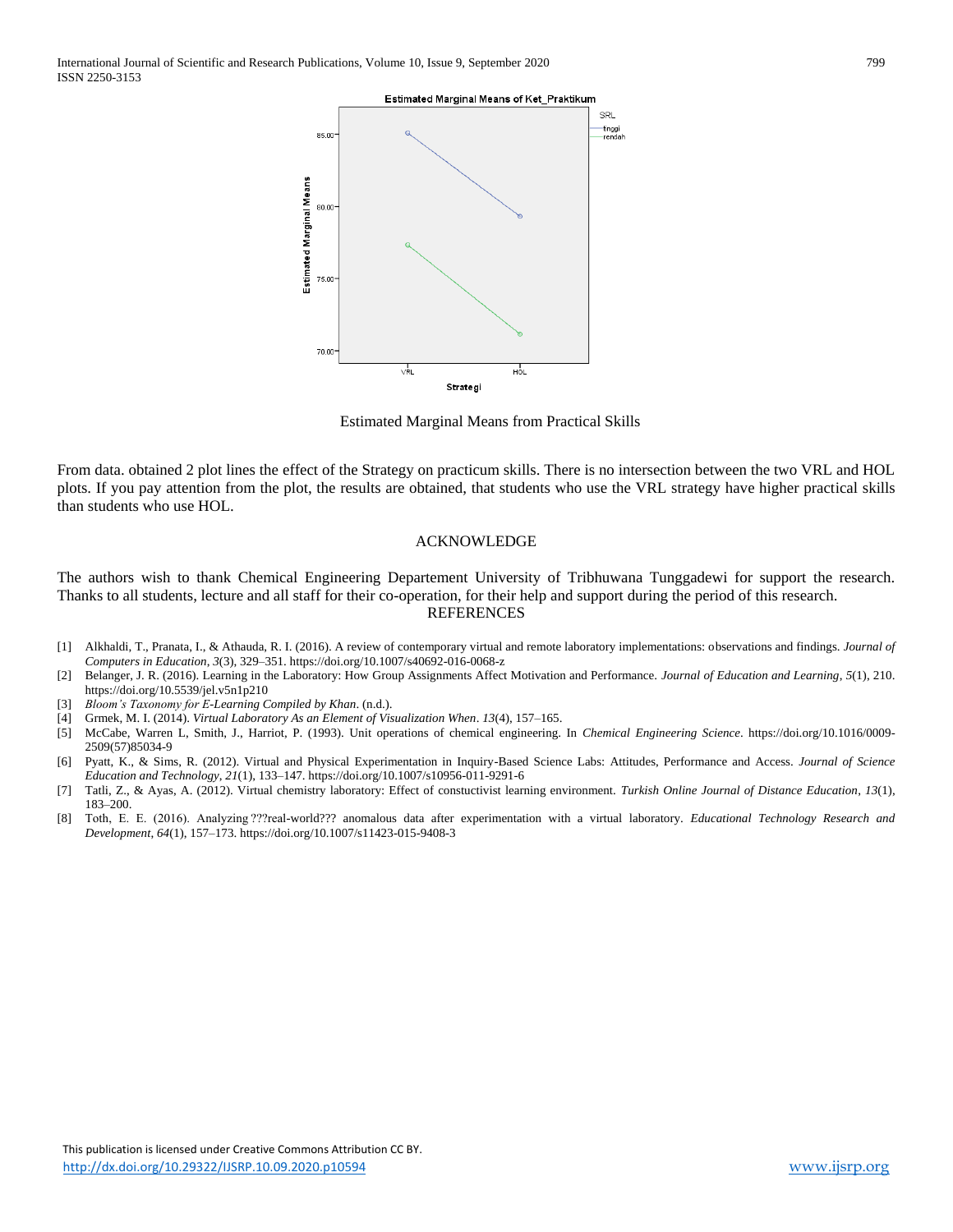Estimated Marginal Means of Ket_Praktikum

SRL
tinggi
rendah

85.00
80.00
75.00
70.00

Estimated Marginal Means

VRL
HOL

Strategi

Estimated Marginal Means from Practical Skills

From data. obtained 2 plot lines the effect of the Strategy on practicum skills. There is no intersection between the two VRL and HOL plots. If you pay attention from the plot, the results are obtained, that students who use the VRL strategy have higher practical skills than students who use HOL.

## ACKNOWLEDGE

The authors wish to thank Chemical Engineering Departement University of Tribhuwana Tunggadewi for support the research. Thanks to all students, lecture and all staff for their co-operation, for their help and support during the period of this research.

## REFERENCES

[1] Alkhaldi, T., Pranata, I., & Athauda, R. I. (2016). A review of contemporary virtual and remote laboratory implementations: observations and findings. *Journal of Computers in Education*, *3*(3), 329–351. https://doi.org/10.1007/s40692-016-0068-z

[2] Belanger, J. R. (2016). Learning in the Laboratory: How Group Assignments Affect Motivation and Performance. *Journal of Education and Learning*, *5*(1), 210. https://doi.org/10.5539/jel.v5n1p210

[3] *Bloom's Taxonomy for E-Learning Compiled by Khan*. (n.d.).

[4] Grmek, M. I. (2014). *Virtual Laboratory As an Element of Visualization When*. *13*(4), 157–165.

[5] McCabe, Warren L, Smith, J., Harriot, P. (1993). Unit operations of chemical engineering. In *Chemical Engineering Science*. https://doi.org/10.1016/0009-2509(57)85034-9

[6] Pyatt, K., & Sims, R. (2012). Virtual and Physical Experimentation in Inquiry-Based Science Labs: Attitudes, Performance and Access. *Journal of Science Education and Technology*, *21*(1), 133–147. https://doi.org/10.1007/s10956-011-9291-6

[7] Tatli, Z., & Ayas, A. (2012). Virtual chemistry laboratory: Effect of constuctivist learning environment. *Turkish Online Journal of Distance Education*, *13*(1), 183–200.

[8] Toth, E. E. (2016). Analyzing ???real-world??? anomalous data after experimentation with a virtual laboratory. *Educational Technology Research and Development*, *64*(1), 157–173. https://doi.org/10.1007/s11423-015-9408-3